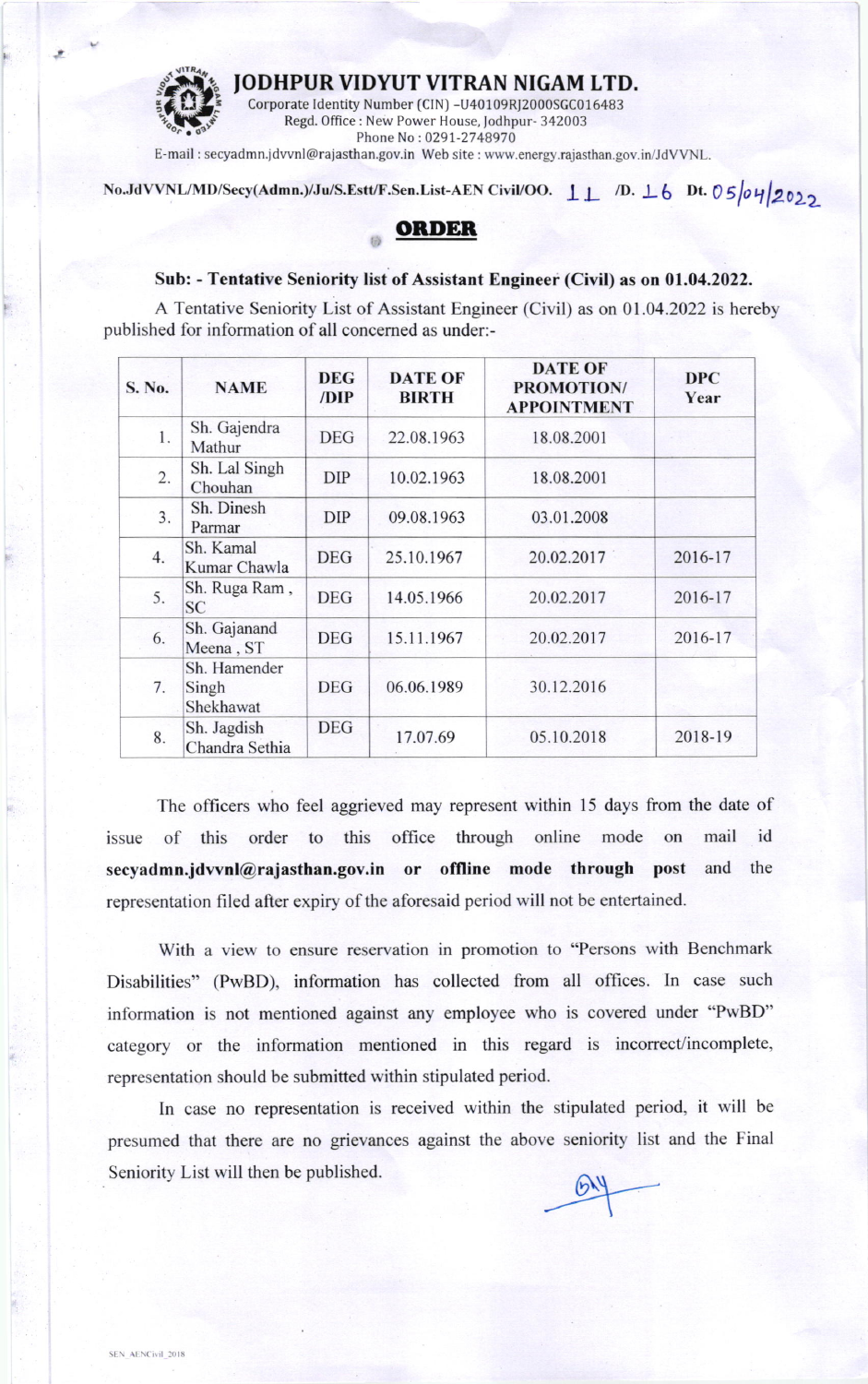# JODHPUR VIDYUT VITRAN NIGAM LTD.

Corporate Identity Number (CIN) -U40109RJ2000SGC016483
Regd. Office : New Power House, Jodhpur- 342003
Phone No : 0291-2748970
E-mail : secyadmn.jdvvnl@rajasthan.gov.in Web site : www.energy.rajasthan.gov.in/JdVVNL.

No.JdVVNL/MD/Secy(Admn.)/Ju/S.Estt/F.Sen.List-AEN Civil/OO. 11 /D. 16 Dt. 05/04/2022

## ORDER

**Sub: - Tentative Seniority list of Assistant Engineer (Civil) as on 01.04.2022.**

A Tentative Seniority List of Assistant Engineer (Civil) as on 01.04.2022 is hereby published for information of all concerned as under:-

| S. No. | NAME | DEG /DIP | DATE OF BIRTH | DATE OF PROMOTION/ APPOINTMENT | DPC Year |
|---|---|---|---|---|---|
| 1. | Sh. Gajendra Mathur | DEG | 22.08.1963 | 18.08.2001 | |
| 2. | Sh. Lal Singh Chouhan | DIP | 10.02.1963 | 18.08.2001 | |
| 3. | Sh. Dinesh Parmar | DIP | 09.08.1963 | 03.01.2008 | |
| 4. | Sh. Kamal Kumar Chawla | DEG | 25.10.1967 | 20.02.2017 | 2016-17 |
| 5. | Sh. Ruga Ram , SC | DEG | 14.05.1966 | 20.02.2017 | 2016-17 |
| 6. | Sh. Gajanand Meena , ST | DEG | 15.11.1967 | 20.02.2017 | 2016-17 |
| 7. | Sh. Hamender Singh Shekhawat | DEG | 06.06.1989 | 30.12.2016 | |
| 8. | Sh. Jagdish Chandra Sethia | DEG | 17.07.69 | 05.10.2018 | 2018-19 |

The officers who feel aggrieved may represent within 15 days from the date of issue of this order to this office through online mode on mail id **secyadmn.jdvvnl@rajasthan.gov.in or offline mode through post** and the representation filed after expiry of the aforesaid period will not be entertained.

With a view to ensure reservation in promotion to "Persons with Benchmark Disabilities" (PwBD), information has collected from all offices. In case such information is not mentioned against any employee who is covered under "PwBD" category or the information mentioned in this regard is incorrect/incomplete, representation should be submitted within stipulated period.

In case no representation is received within the stipulated period, it will be presumed that there are no grievances against the above seniority list and the Final Seniority List will then be published.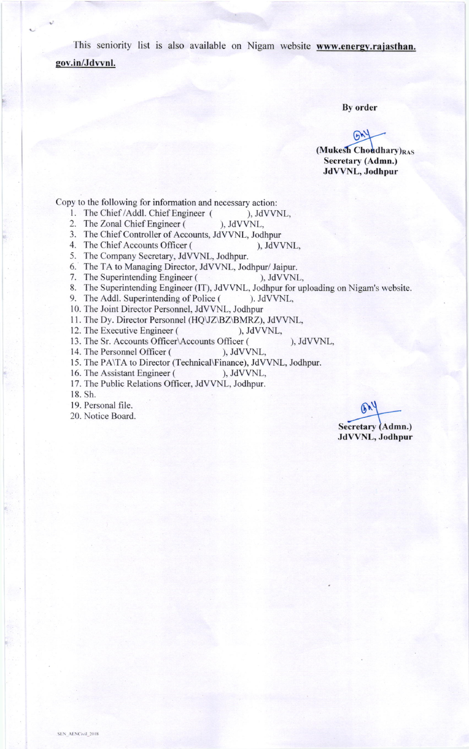This seniority list is also available on Nigam website **www.energy.rajasthan.gov.in/Jdvvnl.**

**By order**

**(Mukesh Choudhary)RAS**
**Secretary (Admn.)**
**JdVVNL, Jodhpur**

Copy to the following for information and necessary action:

1. The Chief /Addl. Chief Engineer ( ), JdVVNL,
2. The Zonal Chief Engineer ( ), JdVVNL,
3. The Chief Controller of Accounts, JdVVNL, Jodhpur
4. The Chief Accounts Officer ( ), JdVVNL,
5. The Company Secretary, JdVVNL, Jodhpur.
6. The TA to Managing Director, JdVVNL, Jodhpur/ Jaipur.
7. The Superintending Engineer ( ), JdVVNL,
8. The Superintending Engineer (IT), JdVVNL, Jodhpur for uploading on Nigam's website.
9. The Addl. Superintending of Police ( ). JdVVNL,
10. The Joint Director Personnel, JdVVNL, Jodhpur
11. The Dy. Director Personnel (HQ\JZ\BZ\BMRZ), JdVVNL,
12. The Executive Engineer ( ), JdVVNL,
13. The Sr. Accounts Officer\Accounts Officer ( ), JdVVNL,
14. The Personnel Officer ( ), JdVVNL,
15. The PA\TA to Director (Technical\Finance), JdVVNL, Jodhpur.
16. The Assistant Engineer ( ), JdVVNL,
17. The Public Relations Officer, JdVVNL, Jodhpur.
18. Sh.
19. Personal file.
20. Notice Board.

**Secretary (Admn.)**
**JdVVNL, Jodhpur**